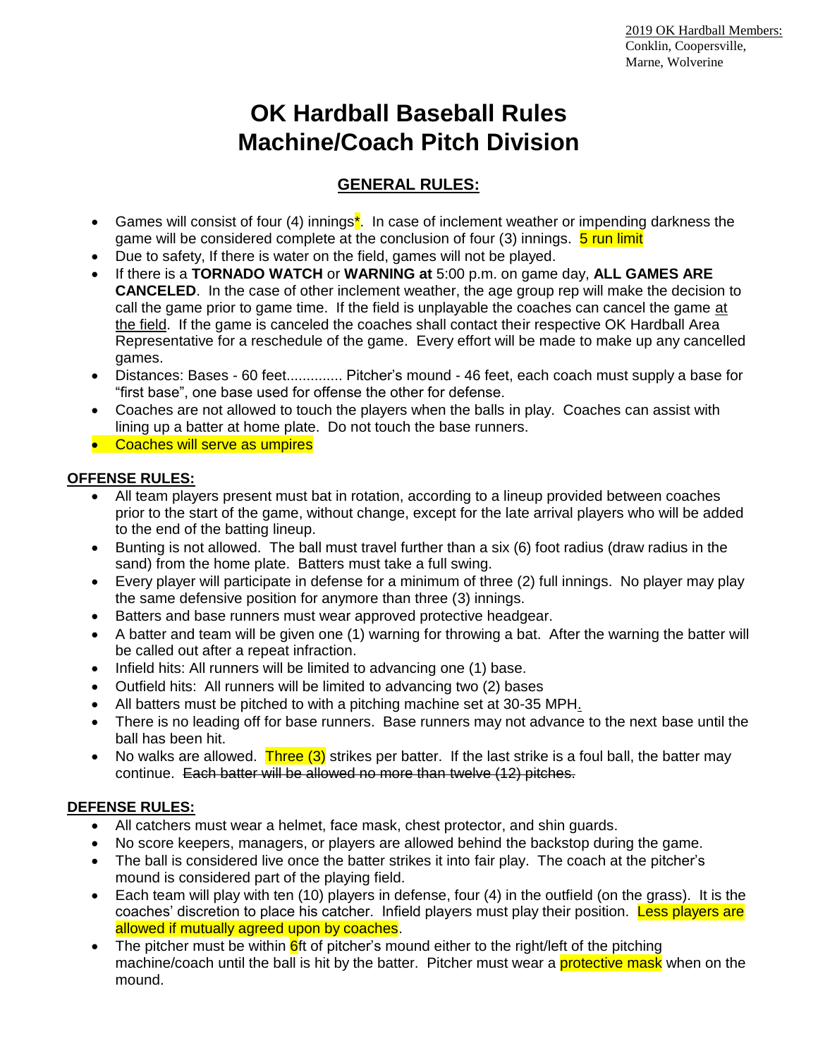2019 OK Hardball Members:
Conklin, Coopersville,
Marne, Wolverine

# OK Hardball Baseball Rules
# Machine/Coach Pitch Division

## GENERAL RULES:

- Games will consist of four (4) innings*. In case of inclement weather or impending darkness the game will be considered complete at the conclusion of four (3) innings. 5 run limit
- Due to safety, If there is water on the field, games will not be played.
- If there is a **TORNADO WATCH** or **WARNING at** 5:00 p.m. on game day, **ALL GAMES ARE CANCELED**. In the case of other inclement weather, the age group rep will make the decision to call the game prior to game time. If the field is unplayable the coaches can cancel the game at the field. If the game is canceled the coaches shall contact their respective OK Hardball Area Representative for a reschedule of the game. Every effort will be made to make up any cancelled games.
- Distances: Bases - 60 feet.............. Pitcher's mound - 46 feet, each coach must supply a base for "first base", one base used for offense the other for defense.
- Coaches are not allowed to touch the players when the balls in play. Coaches can assist with lining up a batter at home plate. Do not touch the base runners.
- Coaches will serve as umpires

### OFFENSE RULES:

- All team players present must bat in rotation, according to a lineup provided between coaches prior to the start of the game, without change, except for the late arrival players who will be added to the end of the batting lineup.
- Bunting is not allowed. The ball must travel further than a six (6) foot radius (draw radius in the sand) from the home plate. Batters must take a full swing.
- Every player will participate in defense for a minimum of three (2) full innings. No player may play the same defensive position for anymore than three (3) innings.
- Batters and base runners must wear approved protective headgear.
- A batter and team will be given one (1) warning for throwing a bat. After the warning the batter will be called out after a repeat infraction.
- Infield hits: All runners will be limited to advancing one (1) base.
- Outfield hits: All runners will be limited to advancing two (2) bases
- All batters must be pitched to with a pitching machine set at 30-35 MPH.
- There is no leading off for base runners. Base runners may not advance to the next base until the ball has been hit.
- No walks are allowed. Three (3) strikes per batter. If the last strike is a foul ball, the batter may continue. ~~Each batter will be allowed no more than twelve (12) pitches.~~

### DEFENSE RULES:

- All catchers must wear a helmet, face mask, chest protector, and shin guards.
- No score keepers, managers, or players are allowed behind the backstop during the game.
- The ball is considered live once the batter strikes it into fair play. The coach at the pitcher's mound is considered part of the playing field.
- Each team will play with ten (10) players in defense, four (4) in the outfield (on the grass). It is the coaches' discretion to place his catcher. Infield players must play their position. Less players are allowed if mutually agreed upon by coaches.
- The pitcher must be within 6ft of pitcher's mound either to the right/left of the pitching machine/coach until the ball is hit by the batter. Pitcher must wear a protective mask when on the mound.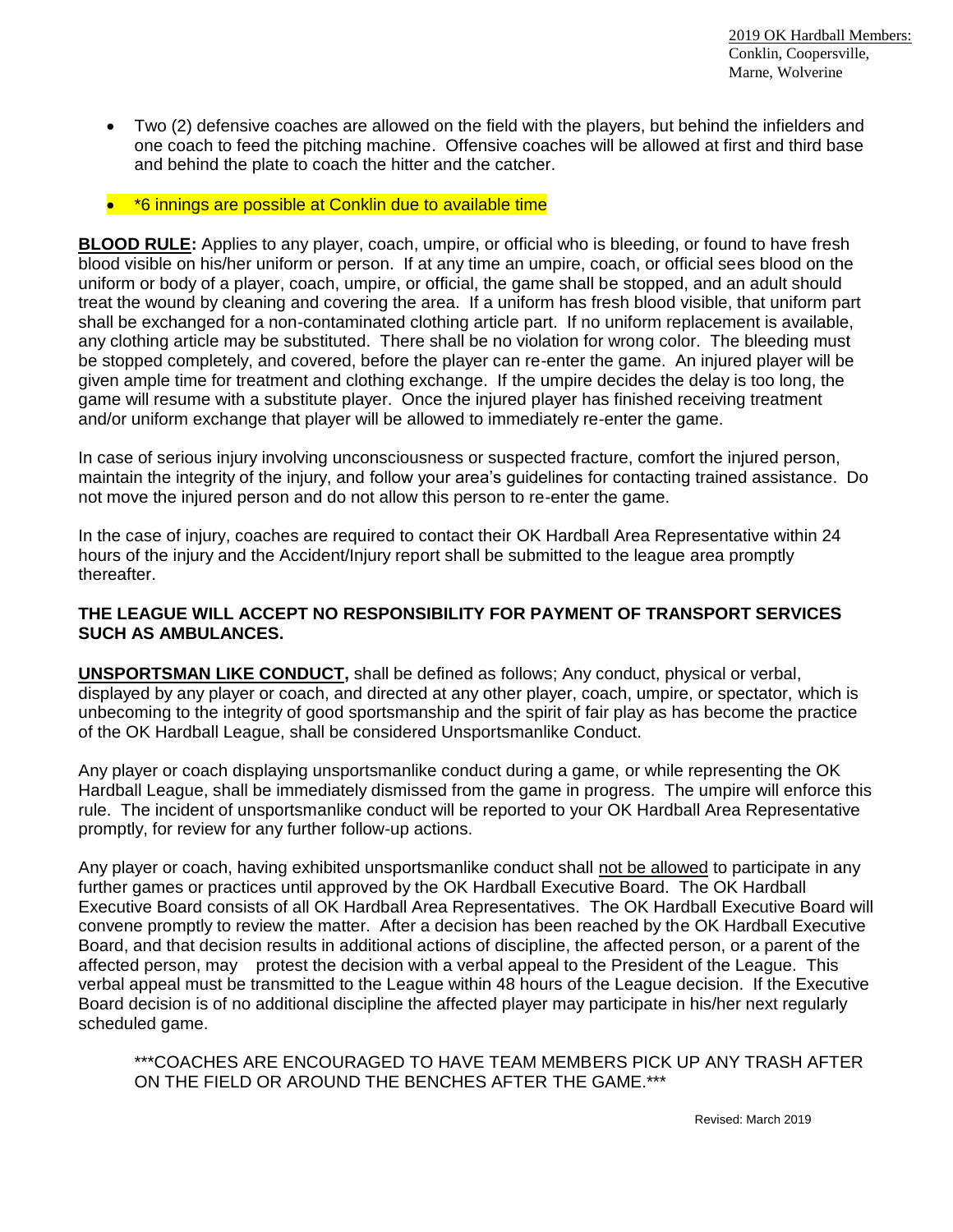2019 OK Hardball Members:
Conklin, Coopersville,
Marne, Wolverine

- Two (2) defensive coaches are allowed on the field with the players, but behind the infielders and one coach to feed the pitching machine. Offensive coaches will be allowed at first and third base and behind the plate to coach the hitter and the catcher.
- *6 innings are possible at Conklin due to available time

**BLOOD RULE:** Applies to any player, coach, umpire, or official who is bleeding, or found to have fresh blood visible on his/her uniform or person. If at any time an umpire, coach, or official sees blood on the uniform or body of a player, coach, umpire, or official, the game shall be stopped, and an adult should treat the wound by cleaning and covering the area. If a uniform has fresh blood visible, that uniform part shall be exchanged for a non-contaminated clothing article part. If no uniform replacement is available, any clothing article may be substituted. There shall be no violation for wrong color. The bleeding must be stopped completely, and covered, before the player can re-enter the game. An injured player will be given ample time for treatment and clothing exchange. If the umpire decides the delay is too long, the game will resume with a substitute player. Once the injured player has finished receiving treatment and/or uniform exchange that player will be allowed to immediately re-enter the game.

In case of serious injury involving unconsciousness or suspected fracture, comfort the injured person, maintain the integrity of the injury, and follow your area's guidelines for contacting trained assistance. Do not move the injured person and do not allow this person to re-enter the game.

In the case of injury, coaches are required to contact their OK Hardball Area Representative within 24 hours of the injury and the Accident/Injury report shall be submitted to the league area promptly thereafter.

**THE LEAGUE WILL ACCEPT NO RESPONSIBILITY FOR PAYMENT OF TRANSPORT SERVICES SUCH AS AMBULANCES.**

**UNSPORTSMAN LIKE CONDUCT,** shall be defined as follows; Any conduct, physical or verbal, displayed by any player or coach, and directed at any other player, coach, umpire, or spectator, which is unbecoming to the integrity of good sportsmanship and the spirit of fair play as has become the practice of the OK Hardball League, shall be considered Unsportsmanlike Conduct.

Any player or coach displaying unsportsmanlike conduct during a game, or while representing the OK Hardball League, shall be immediately dismissed from the game in progress. The umpire will enforce this rule. The incident of unsportsmanlike conduct will be reported to your OK Hardball Area Representative promptly, for review for any further follow-up actions.

Any player or coach, having exhibited unsportsmanlike conduct shall not be allowed to participate in any further games or practices until approved by the OK Hardball Executive Board. The OK Hardball Executive Board consists of all OK Hardball Area Representatives. The OK Hardball Executive Board will convene promptly to review the matter. After a decision has been reached by the OK Hardball Executive Board, and that decision results in additional actions of discipline, the affected person, or a parent of the affected person, may protest the decision with a verbal appeal to the President of the League. This verbal appeal must be transmitted to the League within 48 hours of the League decision. If the Executive Board decision is of no additional discipline the affected player may participate in his/her next regularly scheduled game.

***COACHES ARE ENCOURAGED TO HAVE TEAM MEMBERS PICK UP ANY TRASH AFTER ON THE FIELD OR AROUND THE BENCHES AFTER THE GAME.***

Revised: March 2019